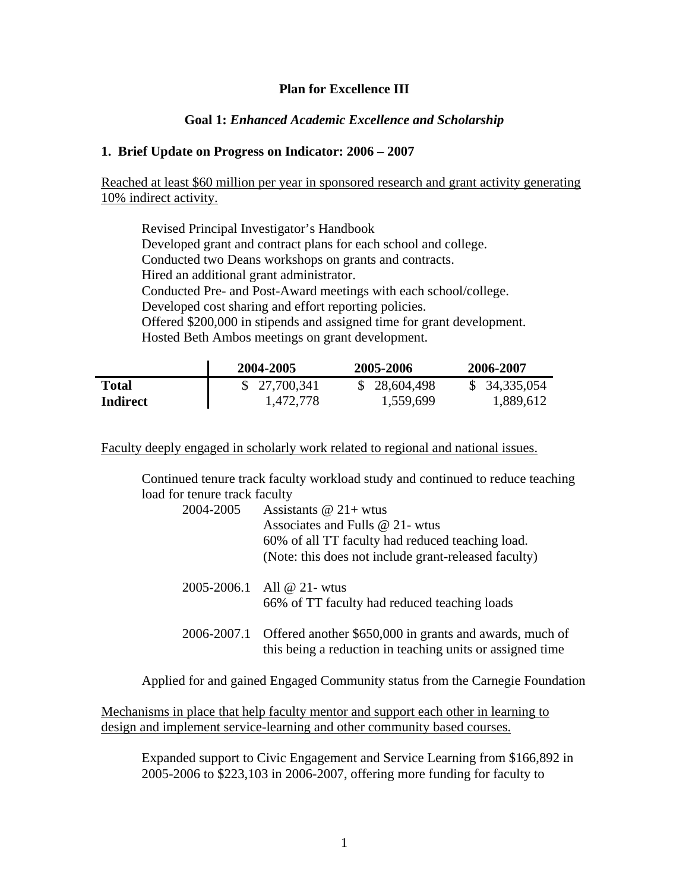# Plan for Excellence III

## Goal 1: *Enhanced Academic Excellence and Scholarship*

### 1. Brief Update on Progress on Indicator: 2006 – 2007

<u>Reached at least $60 million per year in sponsored research and grant activity generating 10% indirect activity.</u>

Revised Principal Investigator's Handbook
Developed grant and contract plans for each school and college.
Conducted two Deans workshops on grants and contracts.
Hired an additional grant administrator.
Conducted Pre- and Post-Award meetings with each school/college.
Developed cost sharing and effort reporting policies.
Offered $200,000 in stipends and assigned time for grant development.
Hosted Beth Ambos meetings on grant development.

| | 2004-2005 | 2005-2006 | 2006-2007 |
|---|---|---|---|
| **Total** | $ 27,700,341 | $ 28,604,498 | $ 34,335,054 |
| **Indirect** | 1,472,778 | 1,559,699 | 1,889,612 |

<u>Faculty deeply engaged in scholarly work related to regional and national issues.</u>

Continued tenure track faculty workload study and continued to reduce teaching load for tenure track faculty

2004-2005 Assistants @ 21+ wtus
Associates and Fulls @ 21- wtus
60% of all TT faculty had reduced teaching load.
(Note: this does not include grant-released faculty)

2005-2006.1 All @ 21- wtus
66% of TT faculty had reduced teaching loads

2006-2007.1 Offered another $650,000 in grants and awards, much of this being a reduction in teaching units or assigned time

Applied for and gained Engaged Community status from the Carnegie Foundation

<u>Mechanisms in place that help faculty mentor and support each other in learning to design and implement service-learning and other community based courses.</u>

Expanded support to Civic Engagement and Service Learning from $166,892 in 2005-2006 to $223,103 in 2006-2007, offering more funding for faculty to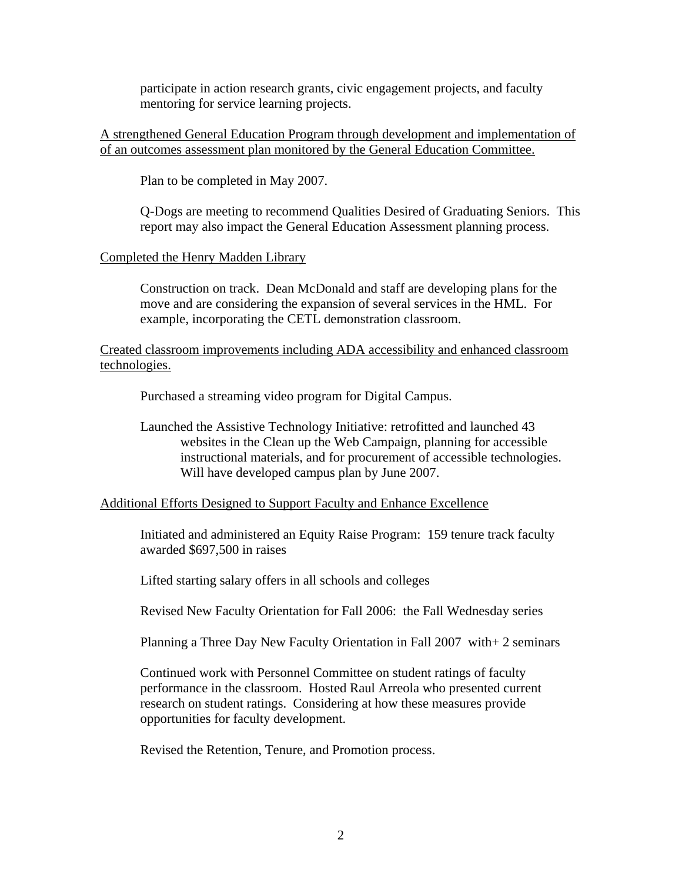participate in action research grants, civic engagement projects, and faculty mentoring for service learning projects.

<u>A strengthened General Education Program through development and implementation of of an outcomes assessment plan monitored by the General Education Committee.</u>

Plan to be completed in May 2007.

Q-Dogs are meeting to recommend Qualities Desired of Graduating Seniors. This report may also impact the General Education Assessment planning process.

<u>Completed the Henry Madden Library</u>

Construction on track. Dean McDonald and staff are developing plans for the move and are considering the expansion of several services in the HML. For example, incorporating the CETL demonstration classroom.

<u>Created classroom improvements including ADA accessibility and enhanced classroom technologies.</u>

Purchased a streaming video program for Digital Campus.

Launched the Assistive Technology Initiative: retrofitted and launched 43 websites in the Clean up the Web Campaign, planning for accessible instructional materials, and for procurement of accessible technologies. Will have developed campus plan by June 2007.

<u>Additional Efforts Designed to Support Faculty and Enhance Excellence</u>

Initiated and administered an Equity Raise Program: 159 tenure track faculty awarded $697,500 in raises

Lifted starting salary offers in all schools and colleges

Revised New Faculty Orientation for Fall 2006: the Fall Wednesday series

Planning a Three Day New Faculty Orientation in Fall 2007 with+ 2 seminars

Continued work with Personnel Committee on student ratings of faculty performance in the classroom. Hosted Raul Arreola who presented current research on student ratings. Considering at how these measures provide opportunities for faculty development.

Revised the Retention, Tenure, and Promotion process.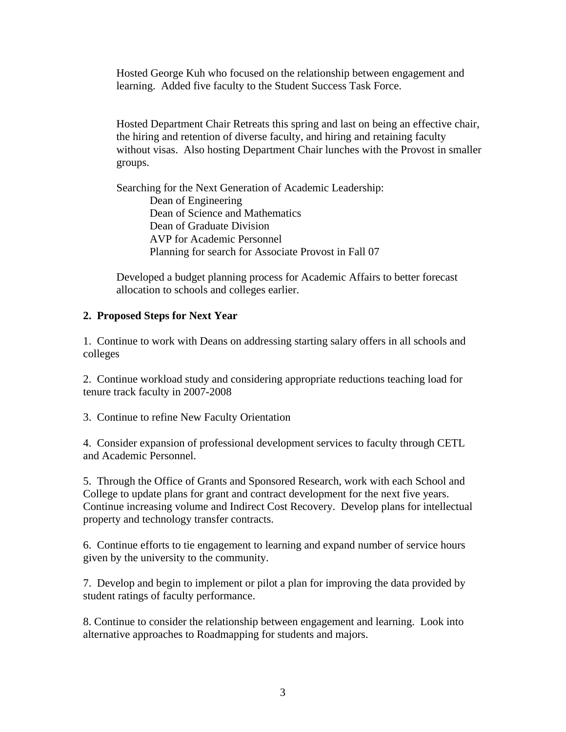Hosted George Kuh who focused on the relationship between engagement and learning. Added five faculty to the Student Success Task Force.

Hosted Department Chair Retreats this spring and last on being an effective chair, the hiring and retention of diverse faculty, and hiring and retaining faculty without visas. Also hosting Department Chair lunches with the Provost in smaller groups.

Searching for the Next Generation of Academic Leadership:

- Dean of Engineering
- Dean of Science and Mathematics
- Dean of Graduate Division
- AVP for Academic Personnel
- Planning for search for Associate Provost in Fall 07

Developed a budget planning process for Academic Affairs to better forecast allocation to schools and colleges earlier.

**2. Proposed Steps for Next Year**

1. Continue to work with Deans on addressing starting salary offers in all schools and colleges

2. Continue workload study and considering appropriate reductions teaching load for tenure track faculty in 2007-2008

3. Continue to refine New Faculty Orientation

4. Consider expansion of professional development services to faculty through CETL and Academic Personnel.

5. Through the Office of Grants and Sponsored Research, work with each School and College to update plans for grant and contract development for the next five years. Continue increasing volume and Indirect Cost Recovery. Develop plans for intellectual property and technology transfer contracts.

6. Continue efforts to tie engagement to learning and expand number of service hours given by the university to the community.

7. Develop and begin to implement or pilot a plan for improving the data provided by student ratings of faculty performance.

8. Continue to consider the relationship between engagement and learning. Look into alternative approaches to Roadmapping for students and majors.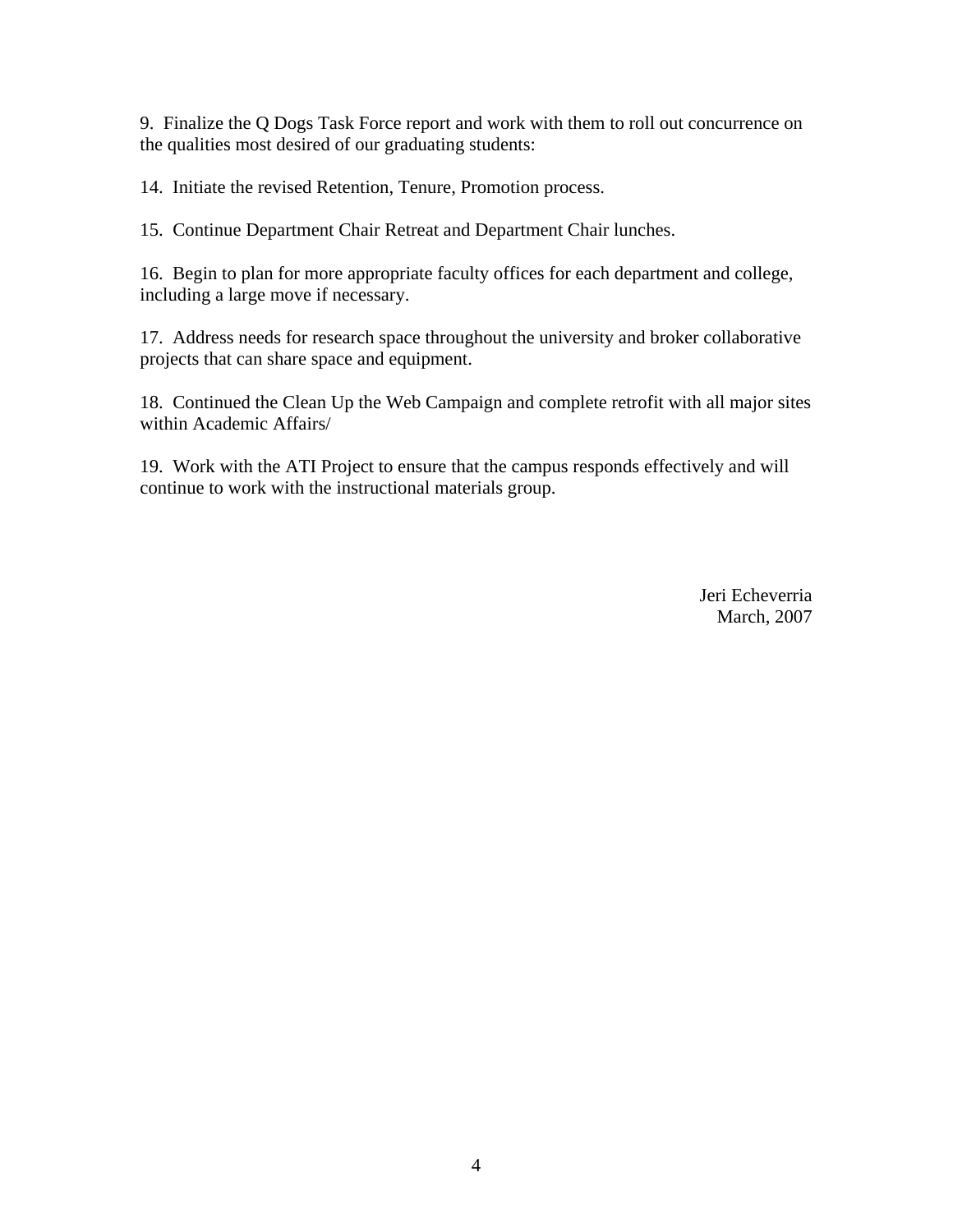9. Finalize the Q Dogs Task Force report and work with them to roll out concurrence on the qualities most desired of our graduating students:

14. Initiate the revised Retention, Tenure, Promotion process.

15. Continue Department Chair Retreat and Department Chair lunches.

16. Begin to plan for more appropriate faculty offices for each department and college, including a large move if necessary.

17. Address needs for research space throughout the university and broker collaborative projects that can share space and equipment.

18. Continued the Clean Up the Web Campaign and complete retrofit with all major sites within Academic Affairs/

19. Work with the ATI Project to ensure that the campus responds effectively and will continue to work with the instructional materials group.

Jeri Echeverria
March, 2007